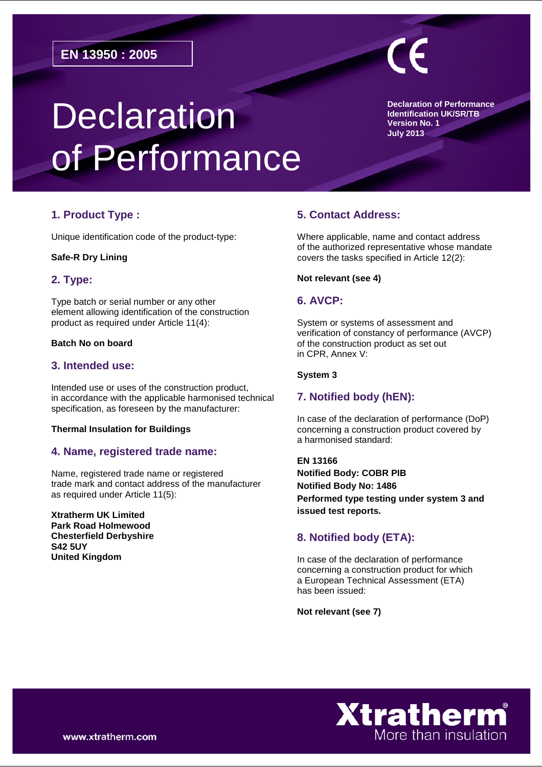**EN 13950 : 2005**

# Declaration of Performance

**Declaration of Performance**
**Identification UK/SR/TB**
**Version No. 1**
**July 2013**

## 1. Product Type :

Unique identification code of the product-type:

**Safe-R Dry Lining**

## 2. Type:

Type batch or serial number or any other element allowing identification of the construction product as required under Article 11(4):

**Batch No on board**

## 3. Intended use:

Intended use or uses of the construction product, in accordance with the applicable harmonised technical specification, as foreseen by the manufacturer:

**Thermal Insulation for Buildings**

## 4. Name, registered trade name:

Name, registered trade name or registered trade mark and contact address of the manufacturer as required under Article 11(5):

**Xtratherm UK Limited**
**Park Road Holmewood**
**Chesterfield Derbyshire**
**S42 5UY**
**United Kingdom**

## 5. Contact Address:

Where applicable, name and contact address of the authorized representative whose mandate covers the tasks specified in Article 12(2):

**Not relevant (see 4)**

## 6. AVCP:

System or systems of assessment and verification of constancy of performance (AVCP) of the construction product as set out in CPR, Annex V:

**System 3**

## 7. Notified body (hEN):

In case of the declaration of performance (DoP) concerning a construction product covered by a harmonised standard:

**EN 13166**
**Notified Body: COBR PIB**
**Notified Body No: 1486**
**Performed type testing under system 3 and issued test reports.**

## 8. Notified body (ETA):

In case of the declaration of performance concerning a construction product for which a European Technical Assessment (ETA) has been issued:

**Not relevant (see 7)**

www.xtratherm.com

Xtratherm® More than insulation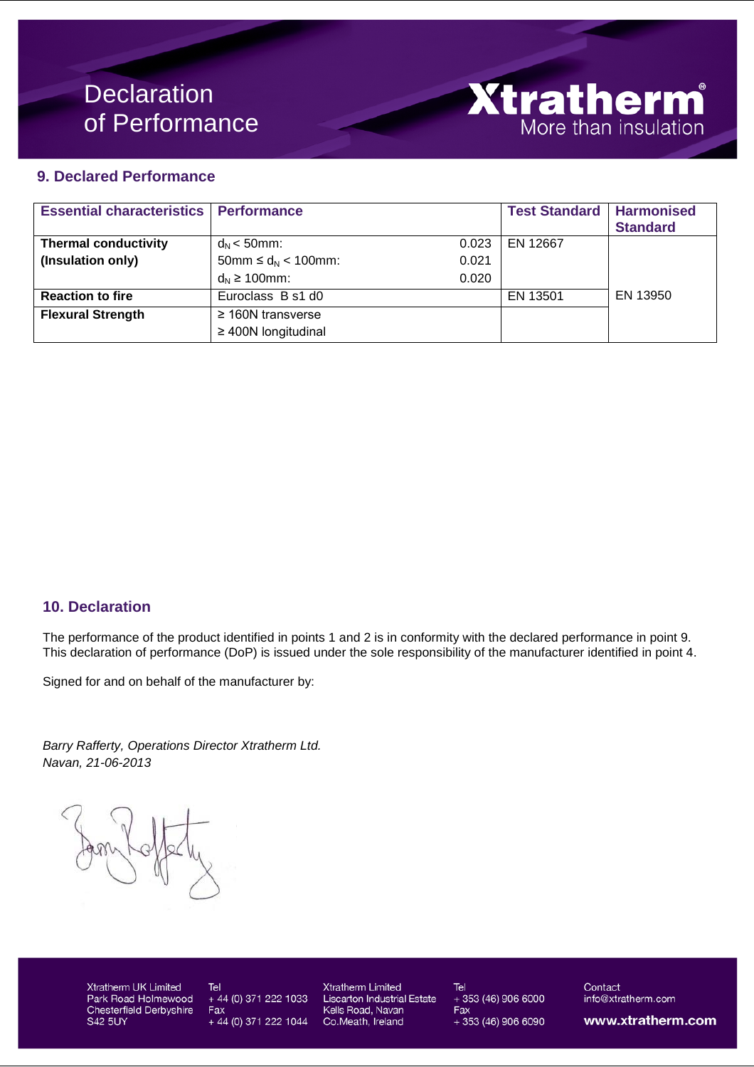## 9. Declared Performance

| Essential characteristics | Performance | | Test Standard | Harmonised Standard |
|---|---|---|---|---|
| **Thermal conductivity (Insulation only)** | $d_N < 50mm$: | 0.023 | EN 12667 | EN 13950 |
| | $50mm \leq d_N < 100mm$: | 0.021 | | |
| | $d_N \geq 100mm$: | 0.020 | | |
| **Reaction to fire** | Euroclass B s1 d0 | | EN 13501 | |
| **Flexural Strength** | ≥ 160N transverse<br>≥ 400N longitudinal | | | |

## 10. Declaration

The performance of the product identified in points 1 and 2 is in conformity with the declared performance in point 9.
This declaration of performance (DoP) is issued under the sole responsibility of the manufacturer identified in point 4.

Signed for and on behalf of the manufacturer by:

*Barry Rafferty, Operations Director Xtratherm Ltd.*
*Navan, 21-06-2013*

Xtratherm UK Limited
Park Road Holmewood
Chesterfield Derbyshire
S42 5UY

Tel
+ 44 (0) 371 222 1033
Fax
+ 44 (0) 371 222 1044

Xtratherm Limited
Liscarton Industrial Estate
Kells Road, Navan
Co.Meath, Ireland

Tel
+ 353 (46) 906 6000
Fax
+ 353 (46) 906 6090

Contact
info@xtratherm.com

**www.xtratherm.com**